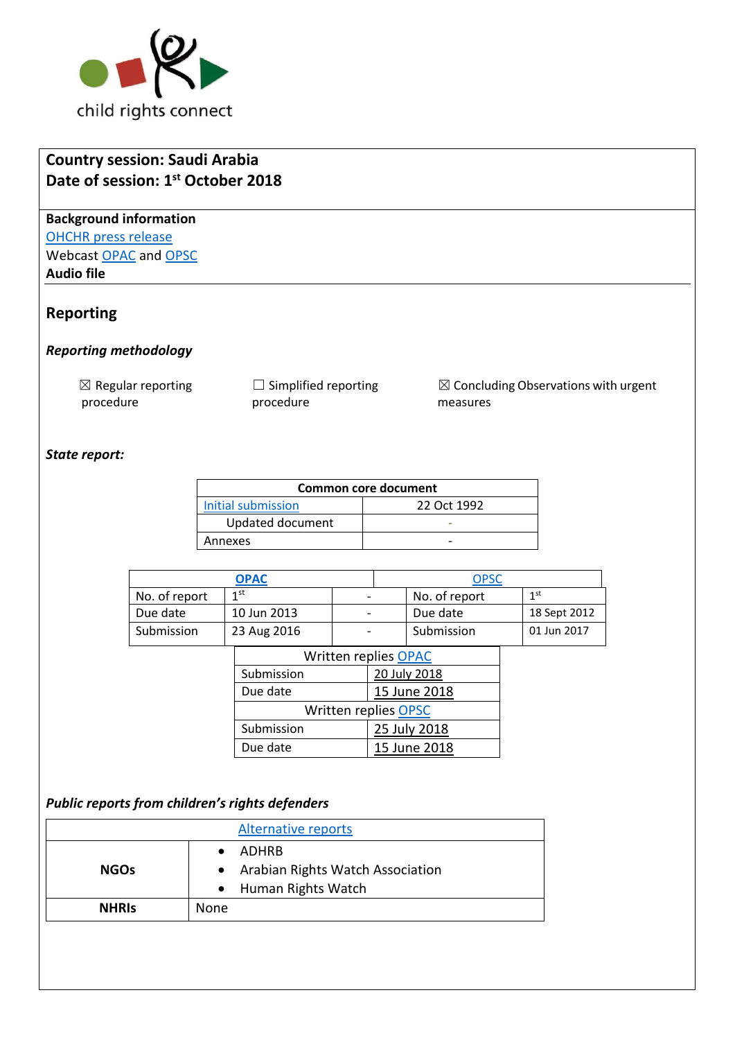child rights connect

**Country session: Saudi Arabia**
**Date of session: 1st October 2018**

**Background information**
OHCHR press release
Webcast OPAC and OPSC
**Audio file**

## Reporting

### *Reporting methodology*

☒ Regular reporting procedure ☐ Simplified reporting procedure ☒ Concluding Observations with urgent measures

### *State report:*

| Common core document | |
|---|---|
| Initial submission | 22 Oct 1992 |
| Updated document | - |
| Annexes | - |

| OPAC | | | OPSC | |
|---|---|---|---|---|
| No. of report | 1st | - | No. of report | 1st |
| Due date | 10 Jun 2013 | - | Due date | 18 Sept 2012 |
| Submission | 23 Aug 2016 | - | Submission | 01 Jun 2017 |

| Written replies OPAC | |
|---|---|
| Submission | 20 July 2018 |
| Due date | 15 June 2018 |
| **Written replies OPSC** | |
| Submission | 25 July 2018 |
| Due date | 15 June 2018 |

### *Public reports from children's rights defenders*

| Alternative reports | |
|---|---|
| **NGOs** | • ADHRB<br>• Arabian Rights Watch Association<br>• Human Rights Watch |
| **NHRIs** | None |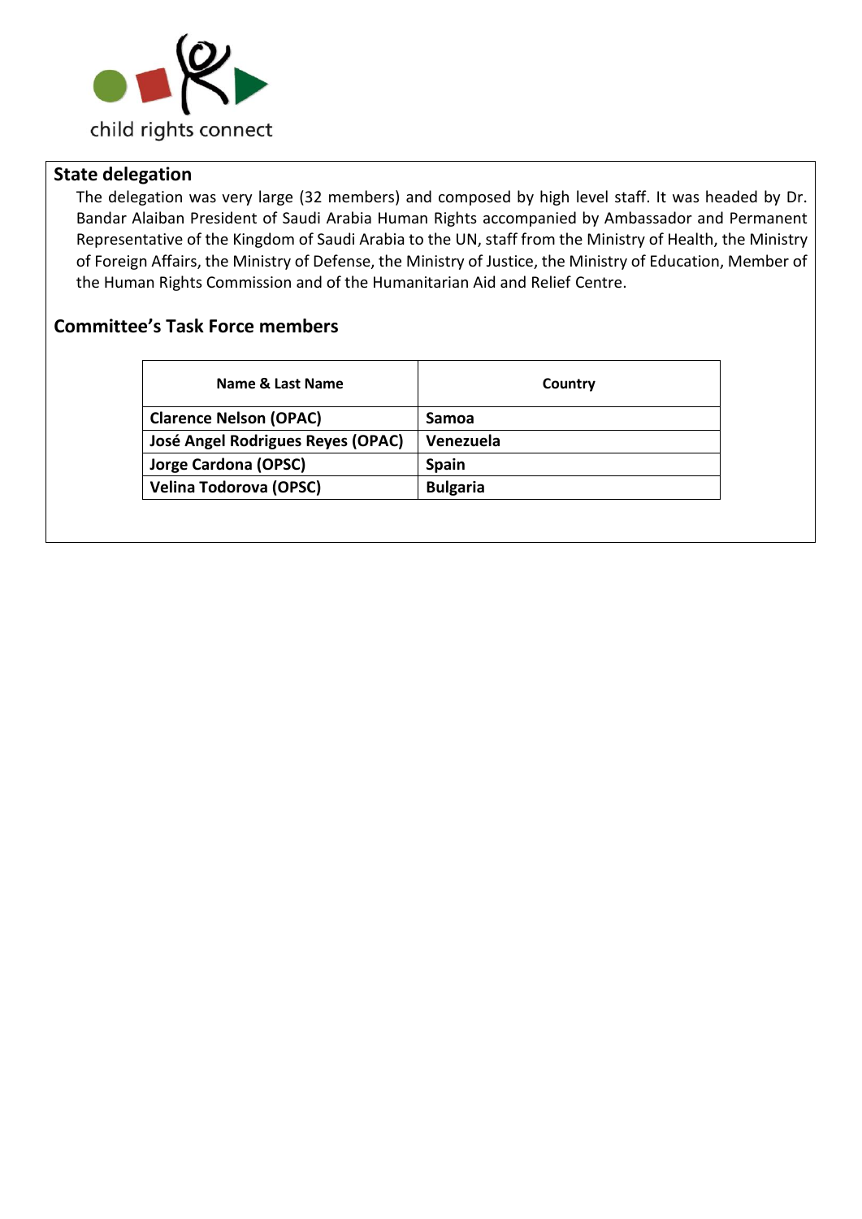## State delegation

The delegation was very large (32 members) and composed by high level staff. It was headed by Dr. Bandar Alaiban President of Saudi Arabia Human Rights accompanied by Ambassador and Permanent Representative of the Kingdom of Saudi Arabia to the UN, staff from the Ministry of Health, the Ministry of Foreign Affairs, the Ministry of Defense, the Ministry of Justice, the Ministry of Education, Member of the Human Rights Commission and of the Humanitarian Aid and Relief Centre.

## Committee's Task Force members

| Name & Last Name | Country |
|---|---|
| **Clarence Nelson (OPAC)** | **Samoa** |
| **José Angel Rodrigues Reyes (OPAC)** | **Venezuela** |
| **Jorge Cardona (OPSC)** | **Spain** |
| **Velina Todorova (OPSC)** | **Bulgaria** |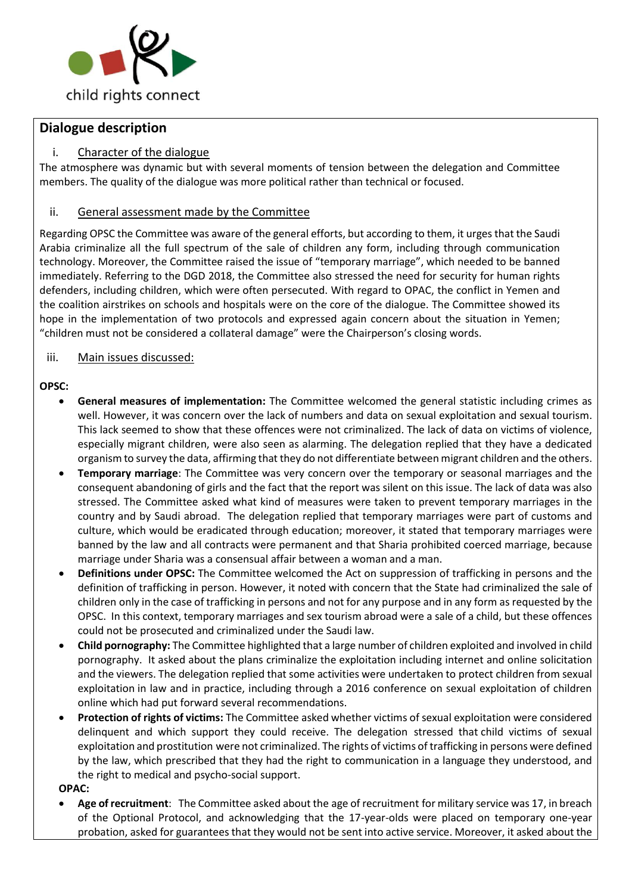## Dialogue description

### i. Character of the dialogue

The atmosphere was dynamic but with several moments of tension between the delegation and Committee members. The quality of the dialogue was more political rather than technical or focused.

### ii. General assessment made by the Committee

Regarding OPSC the Committee was aware of the general efforts, but according to them, it urges that the Saudi Arabia criminalize all the full spectrum of the sale of children any form, including through communication technology. Moreover, the Committee raised the issue of "temporary marriage", which needed to be banned immediately. Referring to the DGD 2018, the Committee also stressed the need for security for human rights defenders, including children, which were often persecuted. With regard to OPAC, the conflict in Yemen and the coalition airstrikes on schools and hospitals were on the core of the dialogue. The Committee showed its hope in the implementation of two protocols and expressed again concern about the situation in Yemen; "children must not be considered a collateral damage" were the Chairperson's closing words.

### iii. Main issues discussed:

**OPSC:**

- **General measures of implementation:** The Committee welcomed the general statistic including crimes as well. However, it was concern over the lack of numbers and data on sexual exploitation and sexual tourism. This lack seemed to show that these offences were not criminalized. The lack of data on victims of violence, especially migrant children, were also seen as alarming. The delegation replied that they have a dedicated organism to survey the data, affirming that they do not differentiate between migrant children and the others.
- **Temporary marriage**: The Committee was very concern over the temporary or seasonal marriages and the consequent abandoning of girls and the fact that the report was silent on this issue. The lack of data was also stressed. The Committee asked what kind of measures were taken to prevent temporary marriages in the country and by Saudi abroad. The delegation replied that temporary marriages were part of customs and culture, which would be eradicated through education; moreover, it stated that temporary marriages were banned by the law and all contracts were permanent and that Sharia prohibited coerced marriage, because marriage under Sharia was a consensual affair between a woman and a man.
- **Definitions under OPSC:** The Committee welcomed the Act on suppression of trafficking in persons and the definition of trafficking in person. However, it noted with concern that the State had criminalized the sale of children only in the case of trafficking in persons and not for any purpose and in any form as requested by the OPSC. In this context, temporary marriages and sex tourism abroad were a sale of a child, but these offences could not be prosecuted and criminalized under the Saudi law.
- **Child pornography:** The Committee highlighted that a large number of children exploited and involved in child pornography. It asked about the plans criminalize the exploitation including internet and online solicitation and the viewers. The delegation replied that some activities were undertaken to protect children from sexual exploitation in law and in practice, including through a 2016 conference on sexual exploitation of children online which had put forward several recommendations.
- **Protection of rights of victims:** The Committee asked whether victims of sexual exploitation were considered delinquent and which support they could receive. The delegation stressed that child victims of sexual exploitation and prostitution were not criminalized. The rights of victims of trafficking in persons were defined by the law, which prescribed that they had the right to communication in a language they understood, and the right to medical and psycho-social support.

**OPAC:**

- **Age of recruitment**: The Committee asked about the age of recruitment for military service was 17, in breach of the Optional Protocol, and acknowledging that the 17-year-olds were placed on temporary one-year probation, asked for guarantees that they would not be sent into active service. Moreover, it asked about the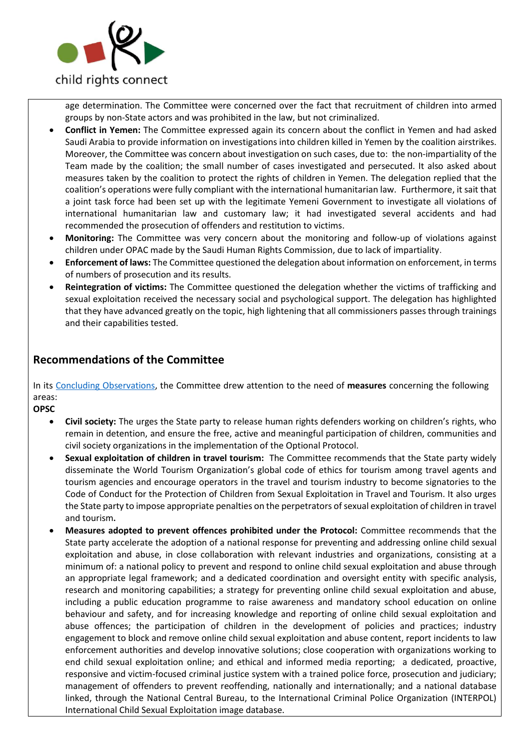age determination. The Committee were concerned over the fact that recruitment of children into armed groups by non-State actors and was prohibited in the law, but not criminalized.

- **Conflict in Yemen:** The Committee expressed again its concern about the conflict in Yemen and had asked Saudi Arabia to provide information on investigations into children killed in Yemen by the coalition airstrikes. Moreover, the Committee was concern about investigation on such cases, due to: the non-impartiality of the Team made by the coalition; the small number of cases investigated and persecuted. It also asked about measures taken by the coalition to protect the rights of children in Yemen. The delegation replied that the coalition's operations were fully compliant with the international humanitarian law. Furthermore, it sait that a joint task force had been set up with the legitimate Yemeni Government to investigate all violations of international humanitarian law and customary law; it had investigated several accidents and had recommended the prosecution of offenders and restitution to victims.
- **Monitoring:** The Committee was very concern about the monitoring and follow-up of violations against children under OPAC made by the Saudi Human Rights Commission, due to lack of impartiality.
- **Enforcement of laws:** The Committee questioned the delegation about information on enforcement, in terms of numbers of prosecution and its results.
- **Reintegration of victims:** The Committee questioned the delegation whether the victims of trafficking and sexual exploitation received the necessary social and psychological support. The delegation has highlighted that they have advanced greatly on the topic, high lightening that all commissioners passes through trainings and their capabilities tested.

## Recommendations of the Committee

In its [Concluding Observations](), the Committee drew attention to the need of **measures** concerning the following areas:

**OPSC**

- **Civil society:** The urges the State party to release human rights defenders working on children's rights, who remain in detention, and ensure the free, active and meaningful participation of children, communities and civil society organizations in the implementation of the Optional Protocol.
- **Sexual exploitation of children in travel tourism:** The Committee recommends that the State party widely disseminate the World Tourism Organization's global code of ethics for tourism among travel agents and tourism agencies and encourage operators in the travel and tourism industry to become signatories to the Code of Conduct for the Protection of Children from Sexual Exploitation in Travel and Tourism. It also urges the State party to impose appropriate penalties on the perpetrators of sexual exploitation of children in travel and tourism**.**
- **Measures adopted to prevent offences prohibited under the Protocol:** Committee recommends that the State party accelerate the adoption of a national response for preventing and addressing online child sexual exploitation and abuse, in close collaboration with relevant industries and organizations, consisting at a minimum of: a national policy to prevent and respond to online child sexual exploitation and abuse through an appropriate legal framework; and a dedicated coordination and oversight entity with specific analysis, research and monitoring capabilities; a strategy for preventing online child sexual exploitation and abuse, including a public education programme to raise awareness and mandatory school education on online behaviour and safety, and for increasing knowledge and reporting of online child sexual exploitation and abuse offences; the participation of children in the development of policies and practices; industry engagement to block and remove online child sexual exploitation and abuse content, report incidents to law enforcement authorities and develop innovative solutions; close cooperation with organizations working to end child sexual exploitation online; and ethical and informed media reporting; a dedicated, proactive, responsive and victim-focused criminal justice system with a trained police force, prosecution and judiciary; management of offenders to prevent reoffending, nationally and internationally; and a national database linked, through the National Central Bureau, to the International Criminal Police Organization (INTERPOL) International Child Sexual Exploitation image database.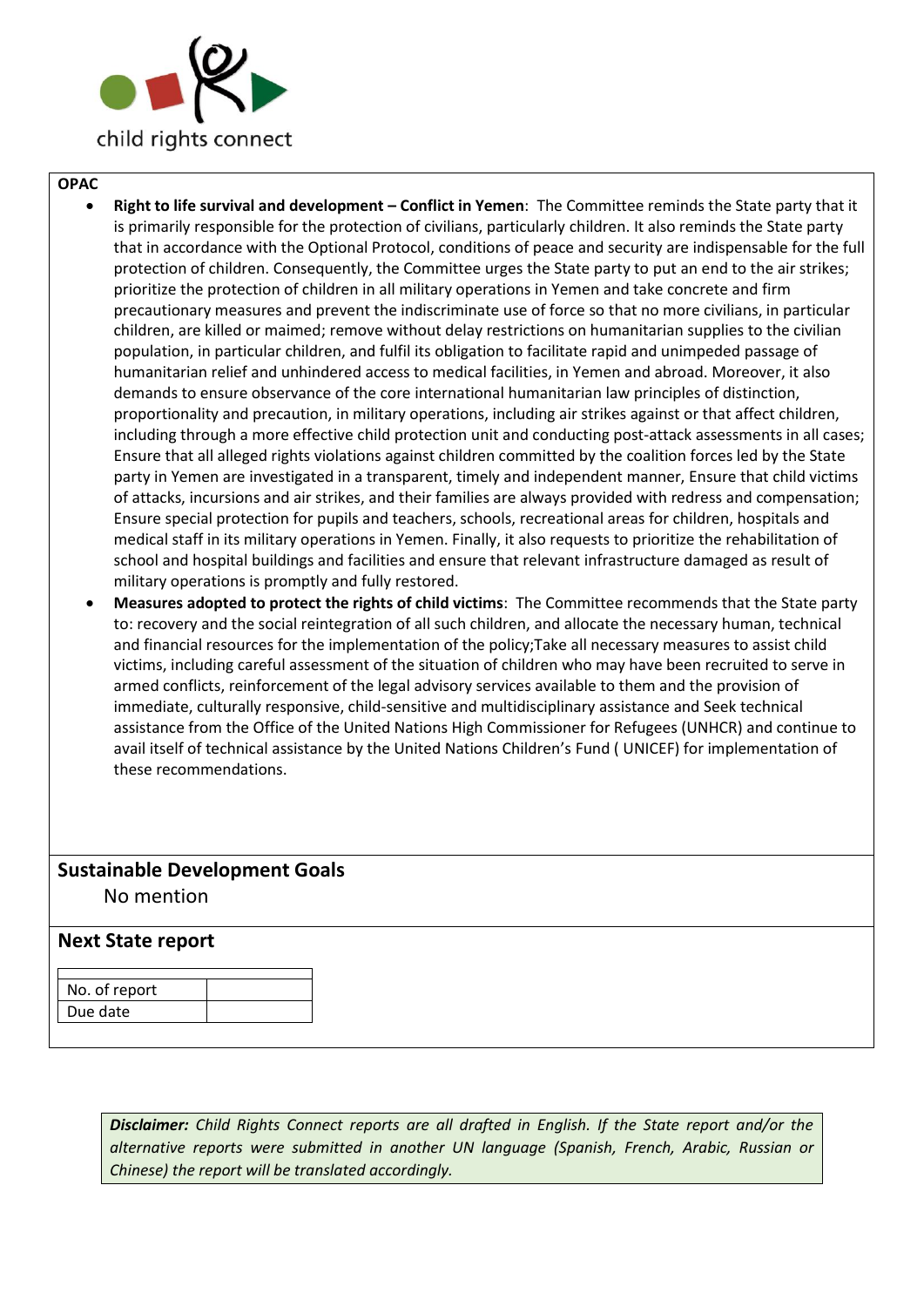**OPAC**

- **Right to life survival and development – Conflict in Yemen**: The Committee reminds the State party that it is primarily responsible for the protection of civilians, particularly children. It also reminds the State party that in accordance with the Optional Protocol, conditions of peace and security are indispensable for the full protection of children. Consequently, the Committee urges the State party to put an end to the air strikes; prioritize the protection of children in all military operations in Yemen and take concrete and firm precautionary measures and prevent the indiscriminate use of force so that no more civilians, in particular children, are killed or maimed; remove without delay restrictions on humanitarian supplies to the civilian population, in particular children, and fulfil its obligation to facilitate rapid and unimpeded passage of humanitarian relief and unhindered access to medical facilities, in Yemen and abroad. Moreover, it also demands to ensure observance of the core international humanitarian law principles of distinction, proportionality and precaution, in military operations, including air strikes against or that affect children, including through a more effective child protection unit and conducting post-attack assessments in all cases; Ensure that all alleged rights violations against children committed by the coalition forces led by the State party in Yemen are investigated in a transparent, timely and independent manner, Ensure that child victims of attacks, incursions and air strikes, and their families are always provided with redress and compensation; Ensure special protection for pupils and teachers, schools, recreational areas for children, hospitals and medical staff in its military operations in Yemen. Finally, it also requests to prioritize the rehabilitation of school and hospital buildings and facilities and ensure that relevant infrastructure damaged as result of military operations is promptly and fully restored.
- **Measures adopted to protect the rights of child victims**: The Committee recommends that the State party to: recovery and the social reintegration of all such children, and allocate the necessary human, technical and financial resources for the implementation of the policy;Take all necessary measures to assist child victims, including careful assessment of the situation of children who may have been recruited to serve in armed conflicts, reinforcement of the legal advisory services available to them and the provision of immediate, culturally responsive, child-sensitive and multidisciplinary assistance and Seek technical assistance from the Office of the United Nations High Commissioner for Refugees (UNHCR) and continue to avail itself of technical assistance by the United Nations Children's Fund ( UNICEF) for implementation of these recommendations.

## Sustainable Development Goals

No mention

## Next State report

| | |
|---|---|
| No. of report | |
| Due date | |

***Disclaimer:*** *Child Rights Connect reports are all drafted in English. If the State report and/or the alternative reports were submitted in another UN language (Spanish, French, Arabic, Russian or Chinese) the report will be translated accordingly.*